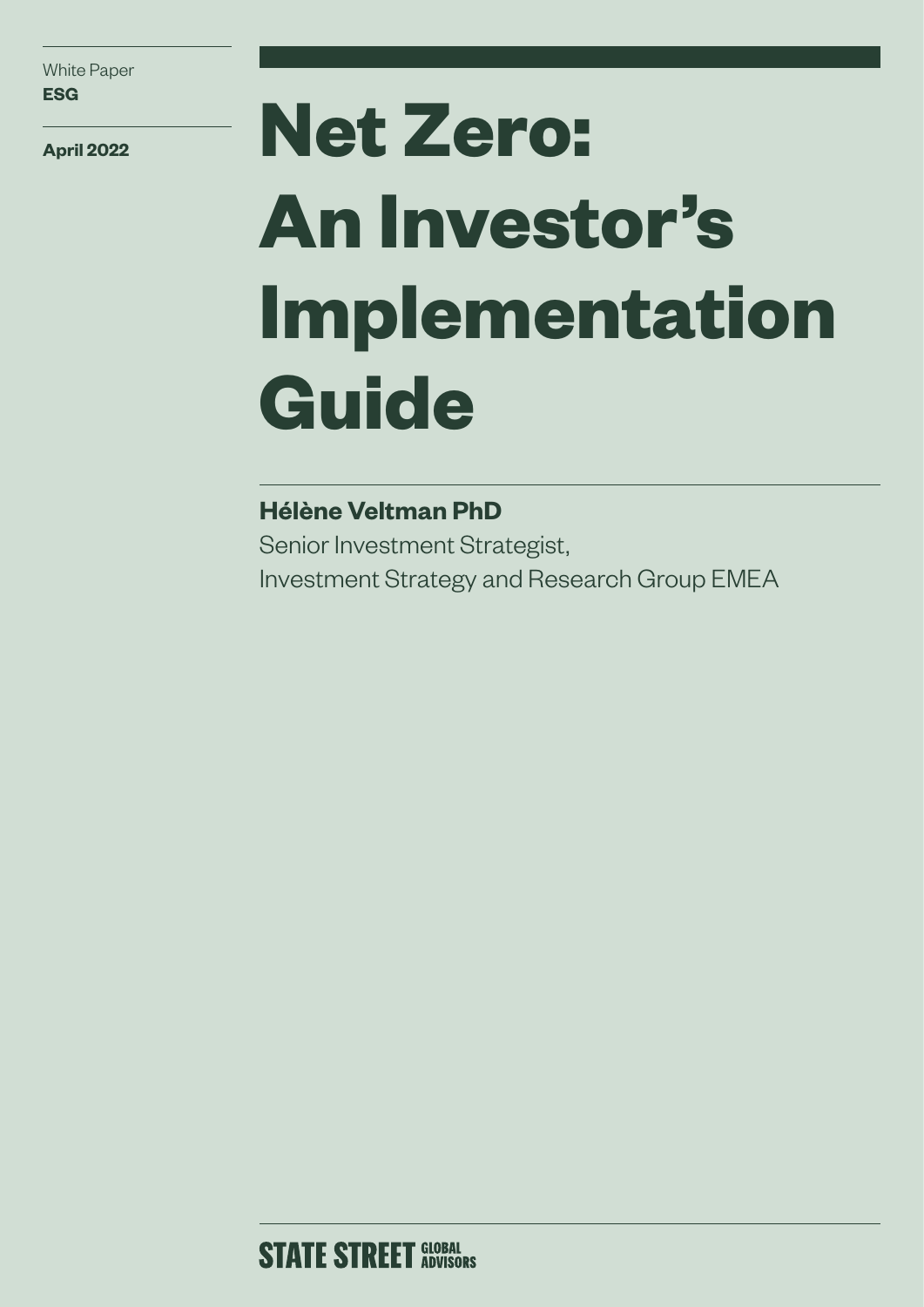White Paper
**ESG**

**April 2022**

# Net Zero: An Investor's Implementation Guide

**Hélène Veltman PhD**
Senior Investment Strategist,
Investment Strategy and Research Group EMEA

STATE STREET GLOBAL ADVISORS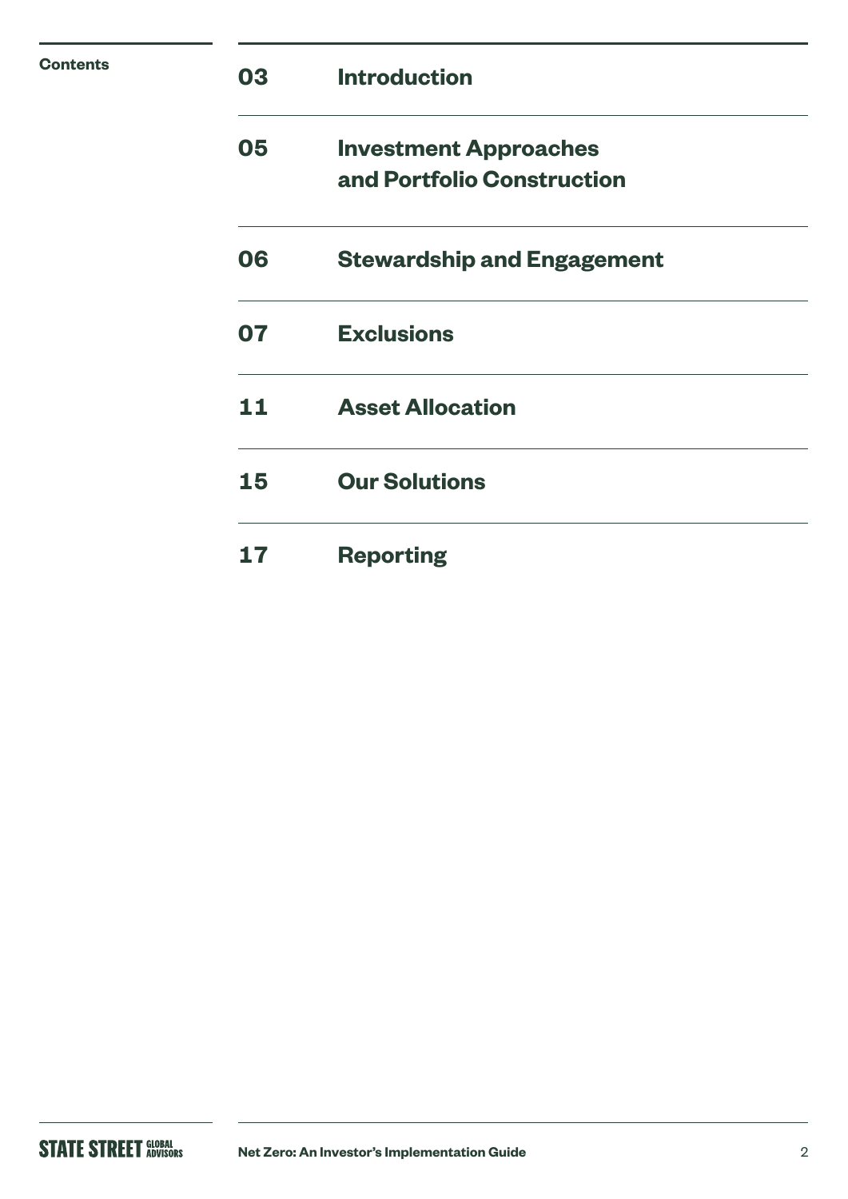## Contents

| | |
|---|---|
| 03 | **Introduction** |
| 05 | **Investment Approaches and Portfolio Construction** |
| 06 | **Stewardship and Engagement** |
| 07 | **Exclusions** |
| 11 | **Asset Allocation** |
| 15 | **Our Solutions** |
| 17 | **Reporting** |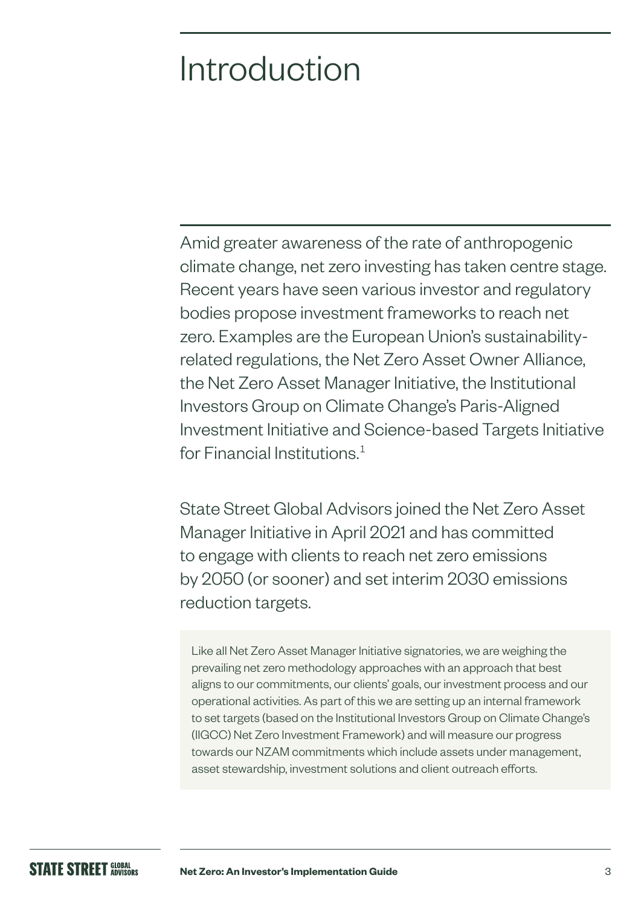# Introduction

Amid greater awareness of the rate of anthropogenic climate change, net zero investing has taken centre stage. Recent years have seen various investor and regulatory bodies propose investment frameworks to reach net zero. Examples are the European Union's sustainability-related regulations, the Net Zero Asset Owner Alliance, the Net Zero Asset Manager Initiative, the Institutional Investors Group on Climate Change's Paris-Aligned Investment Initiative and Science-based Targets Initiative for Financial Institutions.[1]

State Street Global Advisors joined the Net Zero Asset Manager Initiative in April 2021 and has committed to engage with clients to reach net zero emissions by 2050 (or sooner) and set interim 2030 emissions reduction targets.

Like all Net Zero Asset Manager Initiative signatories, we are weighing the prevailing net zero methodology approaches with an approach that best aligns to our commitments, our clients' goals, our investment process and our operational activities. As part of this we are setting up an internal framework to set targets (based on the Institutional Investors Group on Climate Change's (IIGCC) Net Zero Investment Framework) and will measure our progress towards our NZAM commitments which include assets under management, asset stewardship, investment solutions and client outreach efforts.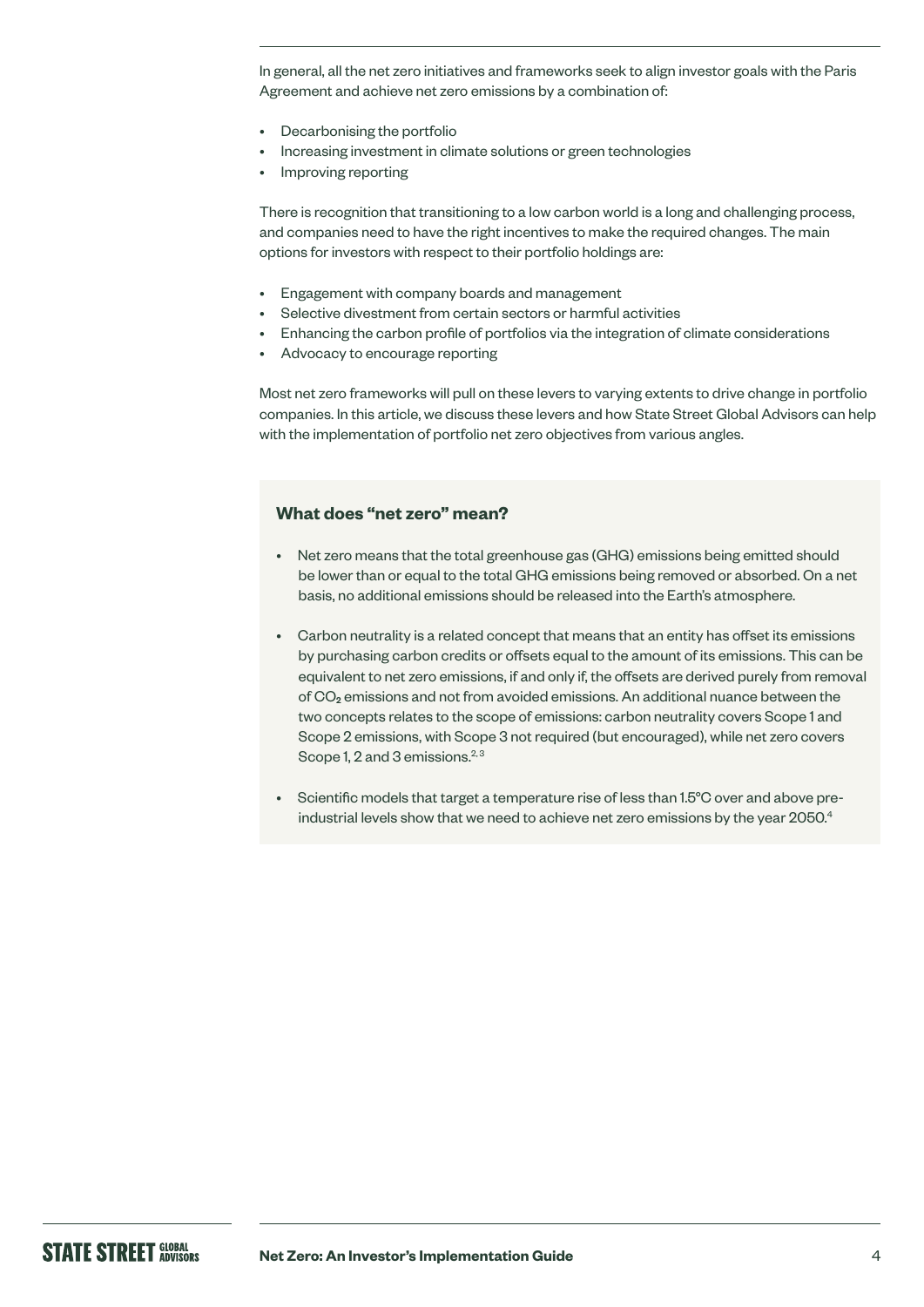In general, all the net zero initiatives and frameworks seek to align investor goals with the Paris Agreement and achieve net zero emissions by a combination of:

- Decarbonising the portfolio
- Increasing investment in climate solutions or green technologies
- Improving reporting

There is recognition that transitioning to a low carbon world is a long and challenging process, and companies need to have the right incentives to make the required changes. The main options for investors with respect to their portfolio holdings are:

- Engagement with company boards and management
- Selective divestment from certain sectors or harmful activities
- Enhancing the carbon profile of portfolios via the integration of climate considerations
- Advocacy to encourage reporting

Most net zero frameworks will pull on these levers to varying extents to drive change in portfolio companies. In this article, we discuss these levers and how State Street Global Advisors can help with the implementation of portfolio net zero objectives from various angles.

### What does "net zero" mean?

- Net zero means that the total greenhouse gas (GHG) emissions being emitted should be lower than or equal to the total GHG emissions being removed or absorbed. On a net basis, no additional emissions should be released into the Earth's atmosphere.

- Carbon neutrality is a related concept that means that an entity has offset its emissions by purchasing carbon credits or offsets equal to the amount of its emissions. This can be equivalent to net zero emissions, if and only if, the offsets are derived purely from removal of $CO_2$ emissions and not from avoided emissions. An additional nuance between the two concepts relates to the scope of emissions: carbon neutrality covers Scope 1 and Scope 2 emissions, with Scope 3 not required (but encouraged), while net zero covers Scope 1, 2 and 3 emissions.[2,3]

- Scientific models that target a temperature rise of less than 1.5°C over and above pre-industrial levels show that we need to achieve net zero emissions by the year 2050.[4]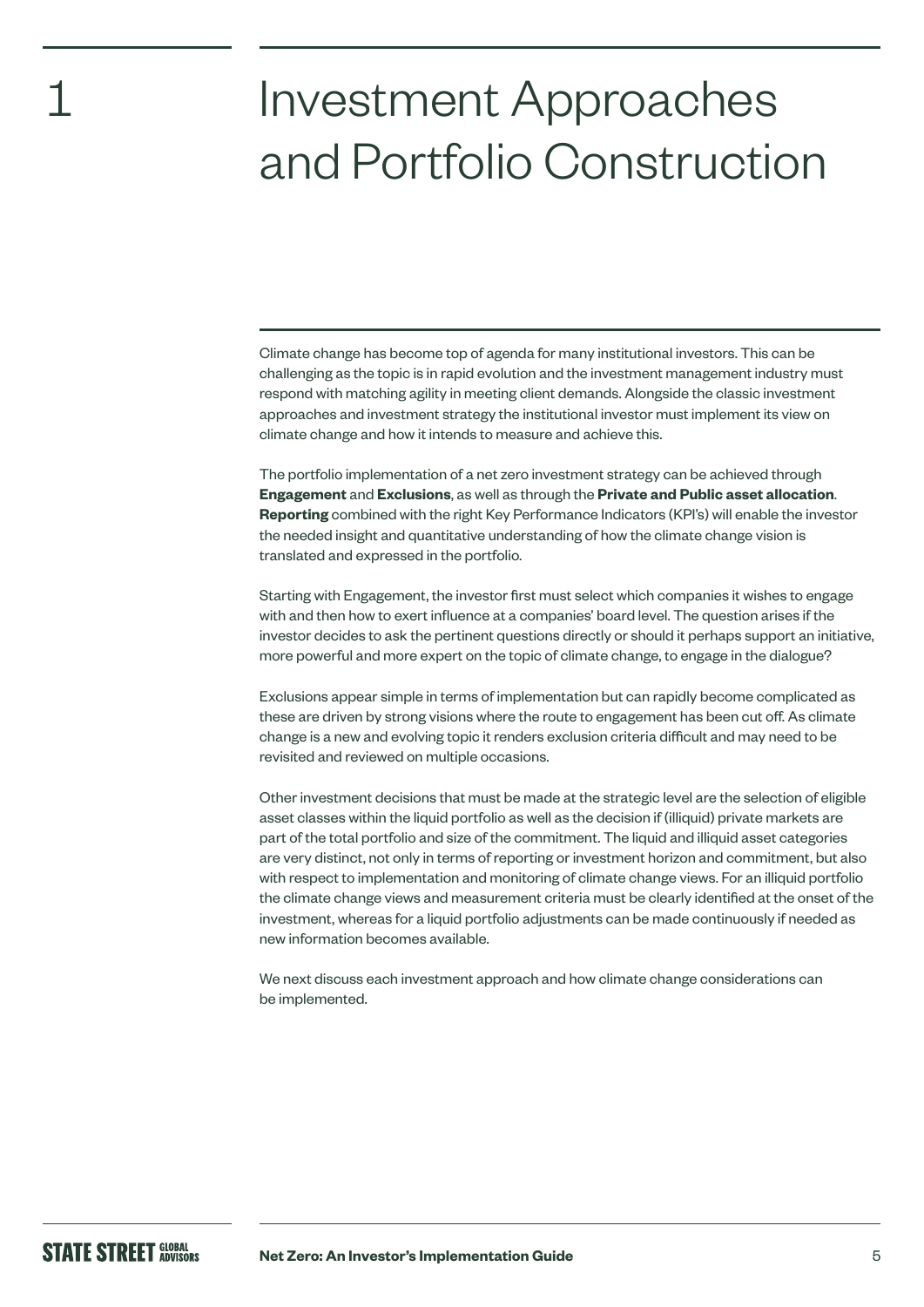# 1 Investment Approaches and Portfolio Construction

Climate change has become top of agenda for many institutional investors. This can be challenging as the topic is in rapid evolution and the investment management industry must respond with matching agility in meeting client demands. Alongside the classic investment approaches and investment strategy the institutional investor must implement its view on climate change and how it intends to measure and achieve this.

The portfolio implementation of a net zero investment strategy can be achieved through **Engagement** and **Exclusions**, as well as through the **Private and Public asset allocation**. **Reporting** combined with the right Key Performance Indicators (KPI's) will enable the investor the needed insight and quantitative understanding of how the climate change vision is translated and expressed in the portfolio.

Starting with Engagement, the investor first must select which companies it wishes to engage with and then how to exert influence at a companies' board level. The question arises if the investor decides to ask the pertinent questions directly or should it perhaps support an initiative, more powerful and more expert on the topic of climate change, to engage in the dialogue?

Exclusions appear simple in terms of implementation but can rapidly become complicated as these are driven by strong visions where the route to engagement has been cut off. As climate change is a new and evolving topic it renders exclusion criteria difficult and may need to be revisited and reviewed on multiple occasions.

Other investment decisions that must be made at the strategic level are the selection of eligible asset classes within the liquid portfolio as well as the decision if (illiquid) private markets are part of the total portfolio and size of the commitment. The liquid and illiquid asset categories are very distinct, not only in terms of reporting or investment horizon and commitment, but also with respect to implementation and monitoring of climate change views. For an illiquid portfolio the climate change views and measurement criteria must be clearly identified at the onset of the investment, whereas for a liquid portfolio adjustments can be made continuously if needed as new information becomes available.

We next discuss each investment approach and how climate change considerations can be implemented.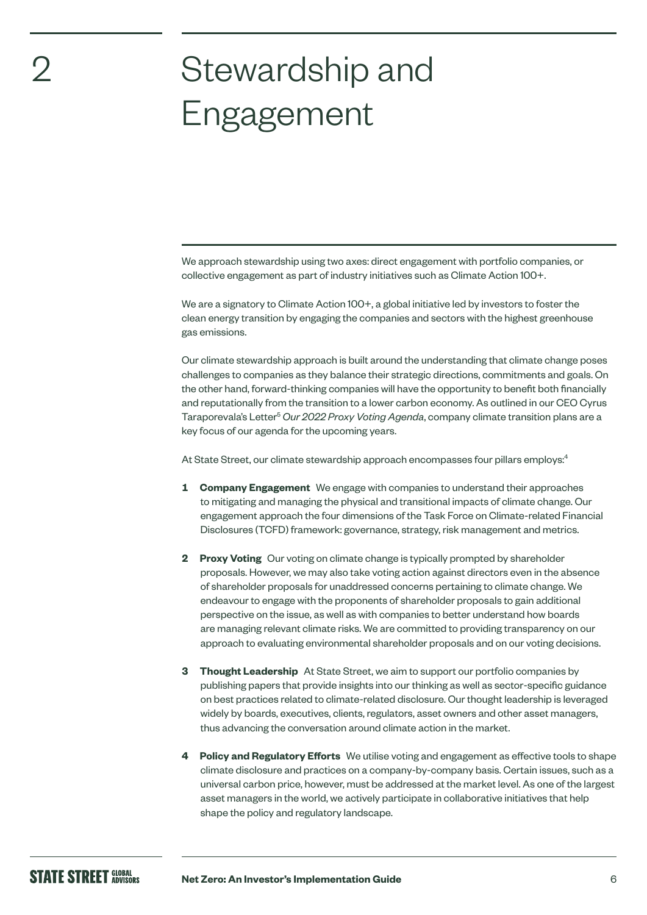# 2 Stewardship and Engagement

We approach stewardship using two axes: direct engagement with portfolio companies, or collective engagement as part of industry initiatives such as Climate Action 100+.

We are a signatory to Climate Action 100+, a global initiative led by investors to foster the clean energy transition by engaging the companies and sectors with the highest greenhouse gas emissions.

Our climate stewardship approach is built around the understanding that climate change poses challenges to companies as they balance their strategic directions, commitments and goals. On the other hand, forward-thinking companies will have the opportunity to benefit both financially and reputationally from the transition to a lower carbon economy. As outlined in our CEO Cyrus Taraporevala's Letter[5] *Our 2022 Proxy Voting Agenda*, company climate transition plans are a key focus of our agenda for the upcoming years.

At State Street, our climate stewardship approach encompasses four pillars employs:[4]

1. **Company Engagement** We engage with companies to understand their approaches to mitigating and managing the physical and transitional impacts of climate change. Our engagement approach the four dimensions of the Task Force on Climate-related Financial Disclosures (TCFD) framework: governance, strategy, risk management and metrics.

2. **Proxy Voting** Our voting on climate change is typically prompted by shareholder proposals. However, we may also take voting action against directors even in the absence of shareholder proposals for unaddressed concerns pertaining to climate change. We endeavour to engage with the proponents of shareholder proposals to gain additional perspective on the issue, as well as with companies to better understand how boards are managing relevant climate risks. We are committed to providing transparency on our approach to evaluating environmental shareholder proposals and on our voting decisions.

3. **Thought Leadership** At State Street, we aim to support our portfolio companies by publishing papers that provide insights into our thinking as well as sector-specific guidance on best practices related to climate-related disclosure. Our thought leadership is leveraged widely by boards, executives, clients, regulators, asset owners and other asset managers, thus advancing the conversation around climate action in the market.

4. **Policy and Regulatory Efforts** We utilise voting and engagement as effective tools to shape climate disclosure and practices on a company-by-company basis. Certain issues, such as a universal carbon price, however, must be addressed at the market level. As one of the largest asset managers in the world, we actively participate in collaborative initiatives that help shape the policy and regulatory landscape.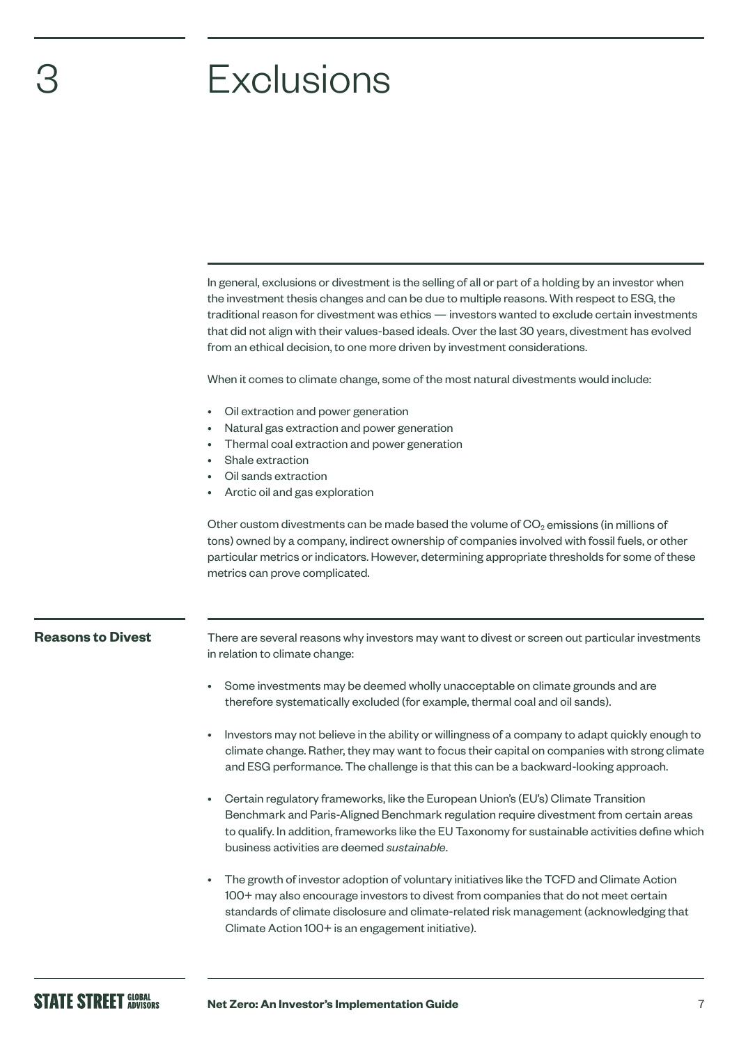# 3 Exclusions

In general, exclusions or divestment is the selling of all or part of a holding by an investor when the investment thesis changes and can be due to multiple reasons. With respect to ESG, the traditional reason for divestment was ethics — investors wanted to exclude certain investments that did not align with their values-based ideals. Over the last 30 years, divestment has evolved from an ethical decision, to one more driven by investment considerations.

When it comes to climate change, some of the most natural divestments would include:

- Oil extraction and power generation
- Natural gas extraction and power generation
- Thermal coal extraction and power generation
- Shale extraction
- Oil sands extraction
- Arctic oil and gas exploration

Other custom divestments can be made based the volume of $CO_2$ emissions (in millions of tons) owned by a company, indirect ownership of companies involved with fossil fuels, or other particular metrics or indicators. However, determining appropriate thresholds for some of these metrics can prove complicated.

## Reasons to Divest

There are several reasons why investors may want to divest or screen out particular investments in relation to climate change:

- Some investments may be deemed wholly unacceptable on climate grounds and are therefore systematically excluded (for example, thermal coal and oil sands).
- Investors may not believe in the ability or willingness of a company to adapt quickly enough to climate change. Rather, they may want to focus their capital on companies with strong climate and ESG performance. The challenge is that this can be a backward-looking approach.
- Certain regulatory frameworks, like the European Union's (EU's) Climate Transition Benchmark and Paris-Aligned Benchmark regulation require divestment from certain areas to qualify. In addition, frameworks like the EU Taxonomy for sustainable activities define which business activities are deemed *sustainable*.
- The growth of investor adoption of voluntary initiatives like the TCFD and Climate Action 100+ may also encourage investors to divest from companies that do not meet certain standards of climate disclosure and climate-related risk management (acknowledging that Climate Action 100+ is an engagement initiative).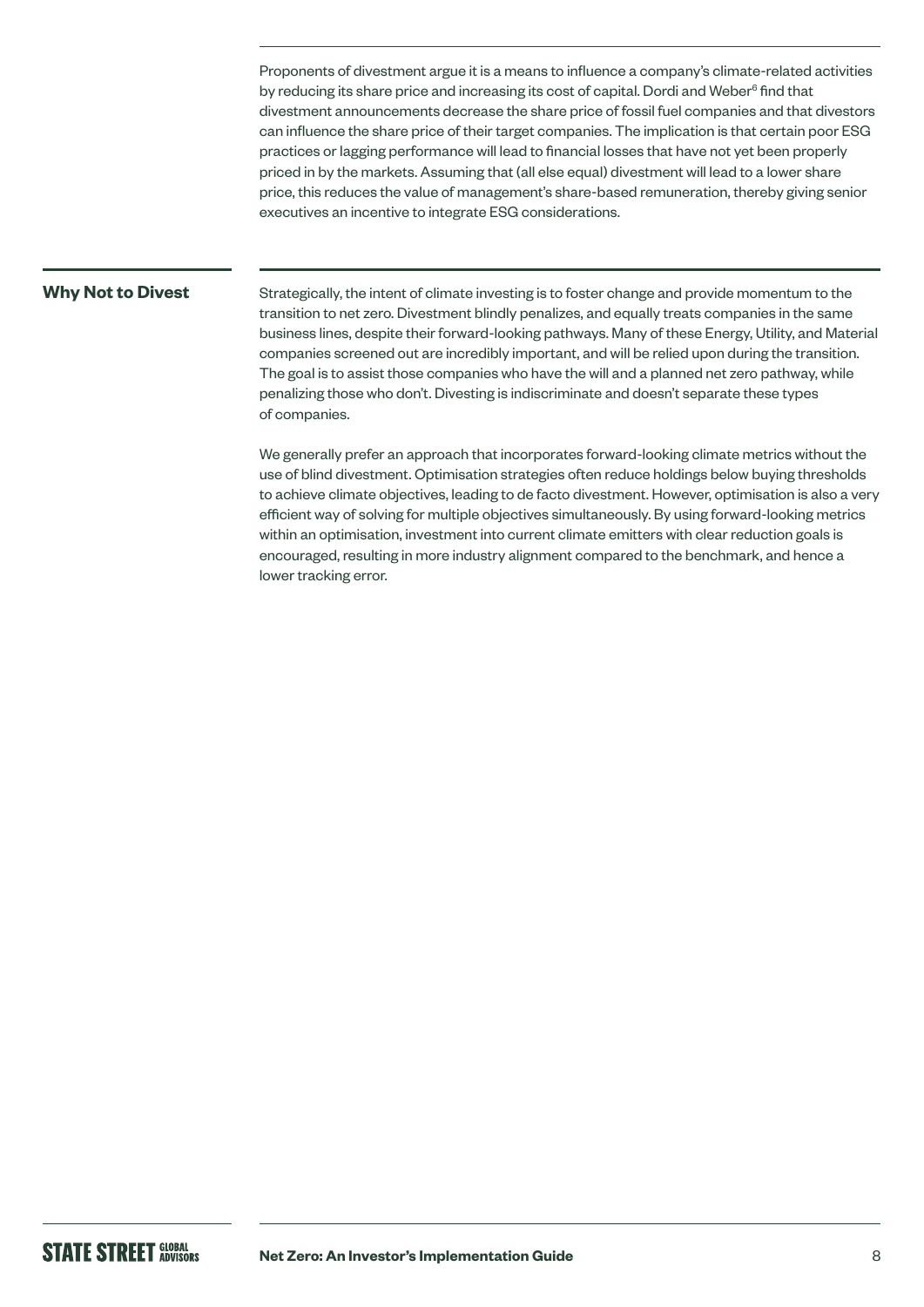Proponents of divestment argue it is a means to influence a company's climate-related activities by reducing its share price and increasing its cost of capital. Dordi and Weber[6] find that divestment announcements decrease the share price of fossil fuel companies and that divestors can influence the share price of their target companies. The implication is that certain poor ESG practices or lagging performance will lead to financial losses that have not yet been properly priced in by the markets. Assuming that (all else equal) divestment will lead to a lower share price, this reduces the value of management's share-based remuneration, thereby giving senior executives an incentive to integrate ESG considerations.

## Why Not to Divest

Strategically, the intent of climate investing is to foster change and provide momentum to the transition to net zero. Divestment blindly penalizes, and equally treats companies in the same business lines, despite their forward-looking pathways. Many of these Energy, Utility, and Material companies screened out are incredibly important, and will be relied upon during the transition. The goal is to assist those companies who have the will and a planned net zero pathway, while penalizing those who don't. Divesting is indiscriminate and doesn't separate these types of companies.

We generally prefer an approach that incorporates forward-looking climate metrics without the use of blind divestment. Optimisation strategies often reduce holdings below buying thresholds to achieve climate objectives, leading to de facto divestment. However, optimisation is also a very efficient way of solving for multiple objectives simultaneously. By using forward-looking metrics within an optimisation, investment into current climate emitters with clear reduction goals is encouraged, resulting in more industry alignment compared to the benchmark, and hence a lower tracking error.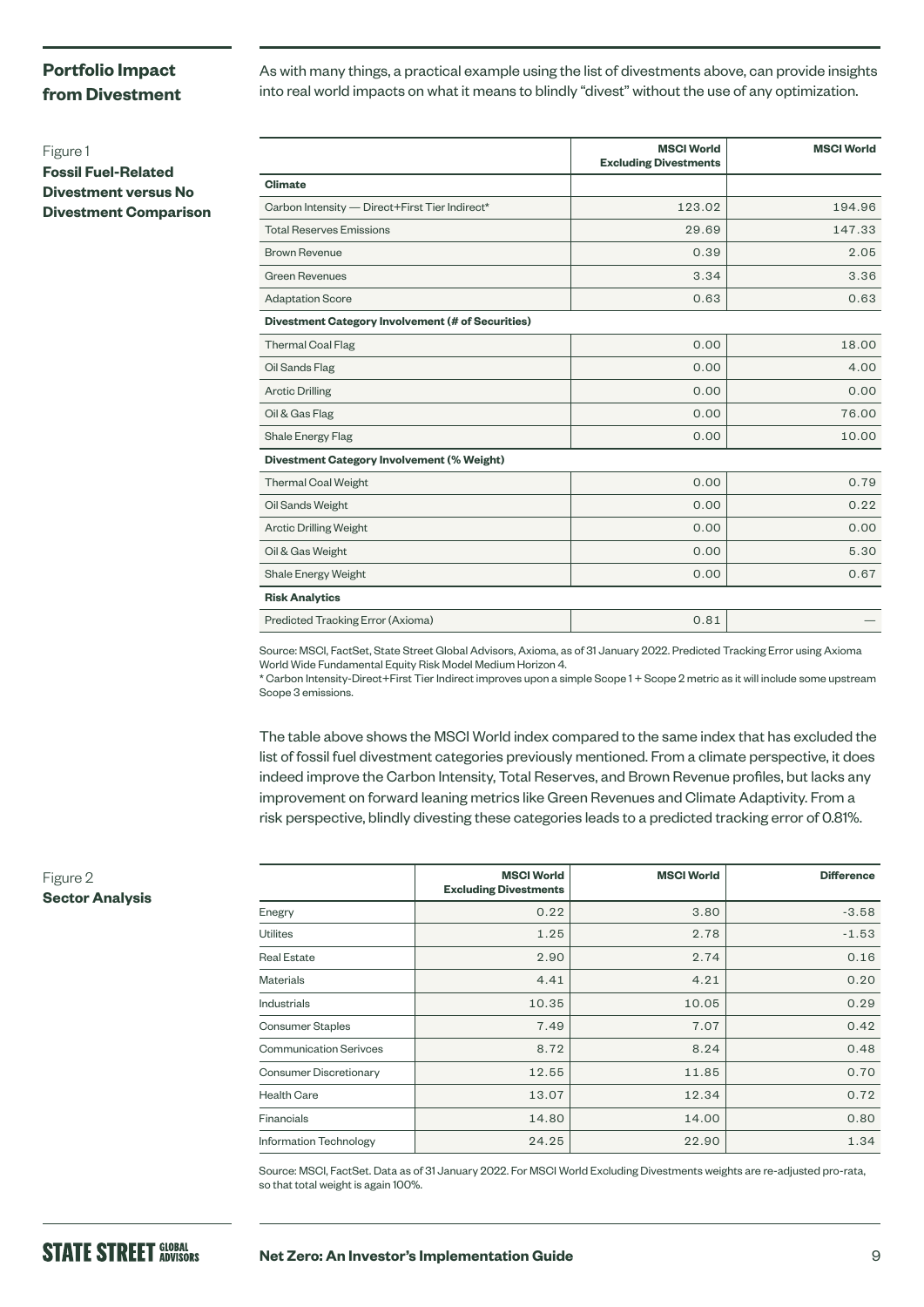## Portfolio Impact from Divestment

As with many things, a practical example using the list of divestments above, can provide insights into real world impacts on what it means to blindly "divest" without the use of any optimization.

Figure 1
**Fossil Fuel-Related Divestment versus No Divestment Comparison**

| | MSCI World Excluding Divestments | MSCI World |
|---|---|---|
| **Climate** | | |
| Carbon Intensity — Direct+First Tier Indirect* | 123.02 | 194.96 |
| Total Reserves Emissions | 29.69 | 147.33 |
| Brown Revenue | 0.39 | 2.05 |
| Green Revenues | 3.34 | 3.36 |
| Adaptation Score | 0.63 | 0.63 |
| **Divestment Category Involvement (# of Securities)** | | |
| Thermal Coal Flag | 0.00 | 18.00 |
| Oil Sands Flag | 0.00 | 4.00 |
| Arctic Drilling | 0.00 | 0.00 |
| Oil & Gas Flag | 0.00 | 76.00 |
| Shale Energy Flag | 0.00 | 10.00 |
| **Divestment Category Involvement (% Weight)** | | |
| Thermal Coal Weight | 0.00 | 0.79 |
| Oil Sands Weight | 0.00 | 0.22 |
| Arctic Drilling Weight | 0.00 | 0.00 |
| Oil & Gas Weight | 0.00 | 5.30 |
| Shale Energy Weight | 0.00 | 0.67 |
| **Risk Analytics** | | |
| Predicted Tracking Error (Axioma) | 0.81 | — |

Source: MSCI, FactSet, State Street Global Advisors, Axioma, as of 31 January 2022. Predicted Tracking Error using Axioma World Wide Fundamental Equity Risk Model Medium Horizon 4.
* Carbon Intensity-Direct+First Tier Indirect improves upon a simple Scope 1 + Scope 2 metric as it will include some upstream Scope 3 emissions.

The table above shows the MSCI World index compared to the same index that has excluded the list of fossil fuel divestment categories previously mentioned. From a climate perspective, it does indeed improve the Carbon Intensity, Total Reserves, and Brown Revenue profiles, but lacks any improvement on forward leaning metrics like Green Revenues and Climate Adaptivity. From a risk perspective, blindly divesting these categories leads to a predicted tracking error of 0.81%.

Figure 2
**Sector Analysis**

| | MSCI World Excluding Divestments | MSCI World | Difference |
|---|---|---|---|
| Enegry | 0.22 | 3.80 | -3.58 |
| Utilites | 1.25 | 2.78 | -1.53 |
| Real Estate | 2.90 | 2.74 | 0.16 |
| Materials | 4.41 | 4.21 | 0.20 |
| Industrials | 10.35 | 10.05 | 0.29 |
| Consumer Staples | 7.49 | 7.07 | 0.42 |
| Communication Serivces | 8.72 | 8.24 | 0.48 |
| Consumer Discretionary | 12.55 | 11.85 | 0.70 |
| Health Care | 13.07 | 12.34 | 0.72 |
| Financials | 14.80 | 14.00 | 0.80 |
| Information Technology | 24.25 | 22.90 | 1.34 |

Source: MSCI, FactSet. Data as of 31 January 2022. For MSCI World Excluding Divestments weights are re-adjusted pro-rata, so that total weight is again 100%.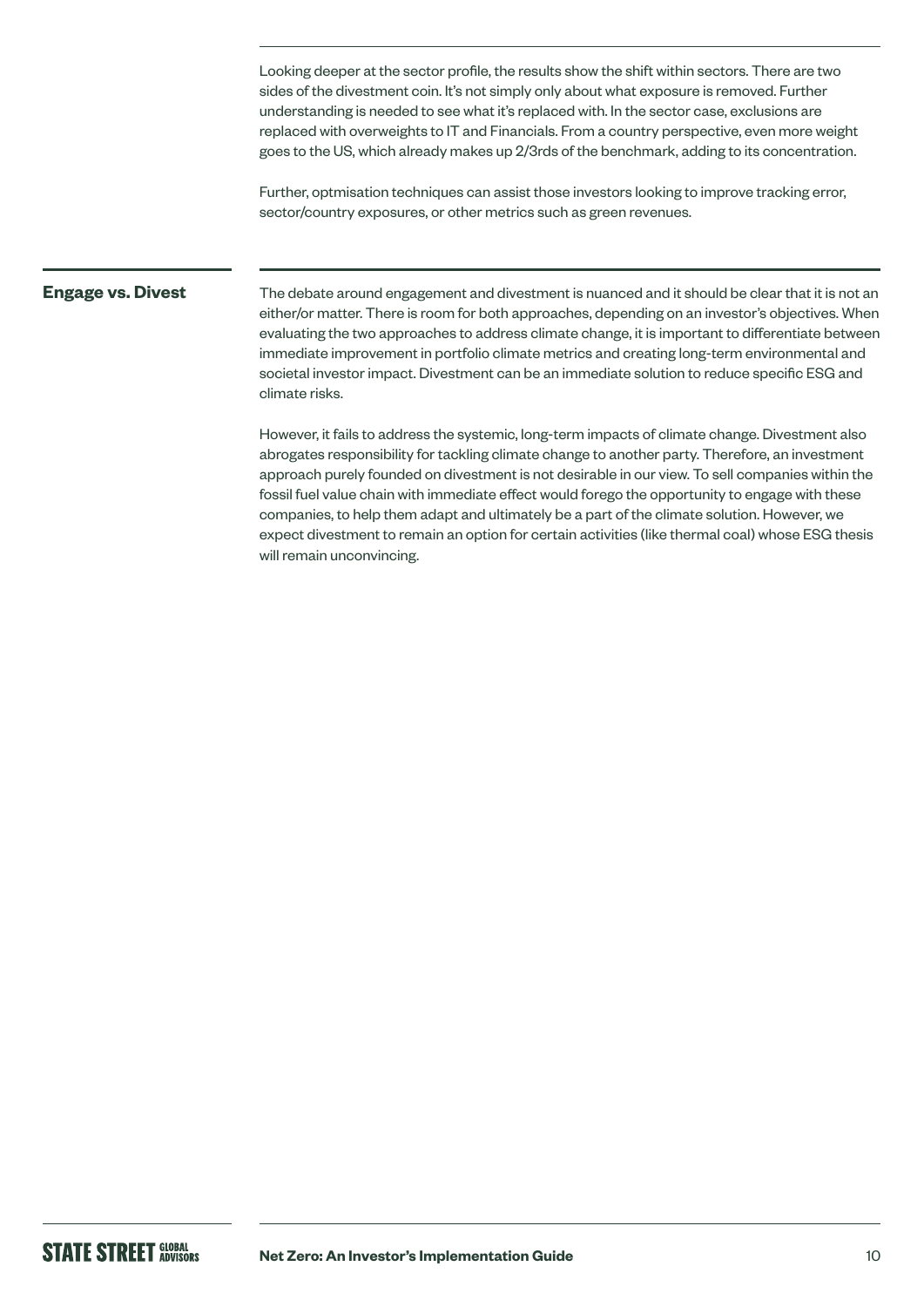Looking deeper at the sector profile, the results show the shift within sectors. There are two sides of the divestment coin. It's not simply only about what exposure is removed. Further understanding is needed to see what it's replaced with. In the sector case, exclusions are replaced with overweights to IT and Financials. From a country perspective, even more weight goes to the US, which already makes up 2/3rds of the benchmark, adding to its concentration.

Further, optmisation techniques can assist those investors looking to improve tracking error, sector/country exposures, or other metrics such as green revenues.

## Engage vs. Divest

The debate around engagement and divestment is nuanced and it should be clear that it is not an either/or matter. There is room for both approaches, depending on an investor's objectives. When evaluating the two approaches to address climate change, it is important to differentiate between immediate improvement in portfolio climate metrics and creating long-term environmental and societal investor impact. Divestment can be an immediate solution to reduce specific ESG and climate risks.

However, it fails to address the systemic, long-term impacts of climate change. Divestment also abrogates responsibility for tackling climate change to another party. Therefore, an investment approach purely founded on divestment is not desirable in our view. To sell companies within the fossil fuel value chain with immediate effect would forego the opportunity to engage with these companies, to help them adapt and ultimately be a part of the climate solution. However, we expect divestment to remain an option for certain activities (like thermal coal) whose ESG thesis will remain unconvincing.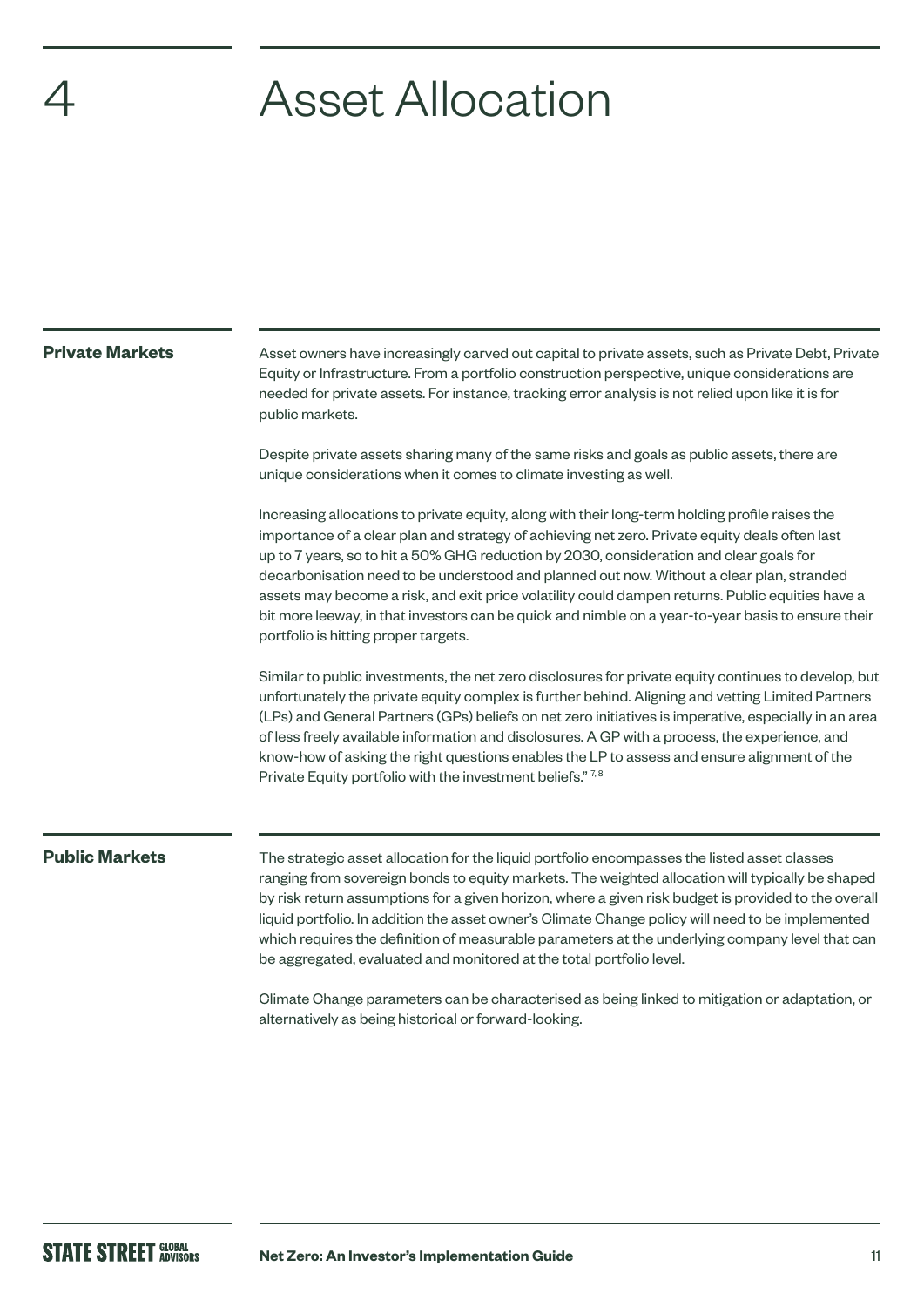# 4 Asset Allocation

## Private Markets

Asset owners have increasingly carved out capital to private assets, such as Private Debt, Private Equity or Infrastructure. From a portfolio construction perspective, unique considerations are needed for private assets. For instance, tracking error analysis is not relied upon like it is for public markets.

Despite private assets sharing many of the same risks and goals as public assets, there are unique considerations when it comes to climate investing as well.

Increasing allocations to private equity, along with their long-term holding profile raises the importance of a clear plan and strategy of achieving net zero. Private equity deals often last up to 7 years, so to hit a 50% GHG reduction by 2030, consideration and clear goals for decarbonisation need to be understood and planned out now. Without a clear plan, stranded assets may become a risk, and exit price volatility could dampen returns. Public equities have a bit more leeway, in that investors can be quick and nimble on a year-to-year basis to ensure their portfolio is hitting proper targets.

Similar to public investments, the net zero disclosures for private equity continues to develop, but unfortunately the private equity complex is further behind. Aligning and vetting Limited Partners (LPs) and General Partners (GPs) beliefs on net zero initiatives is imperative, especially in an area of less freely available information and disclosures. A GP with a process, the experience, and know-how of asking the right questions enables the LP to assess and ensure alignment of the Private Equity portfolio with the investment beliefs." [7, 8]

## Public Markets

The strategic asset allocation for the liquid portfolio encompasses the listed asset classes ranging from sovereign bonds to equity markets. The weighted allocation will typically be shaped by risk return assumptions for a given horizon, where a given risk budget is provided to the overall liquid portfolio. In addition the asset owner's Climate Change policy will need to be implemented which requires the definition of measurable parameters at the underlying company level that can be aggregated, evaluated and monitored at the total portfolio level.

Climate Change parameters can be characterised as being linked to mitigation or adaptation, or alternatively as being historical or forward-looking.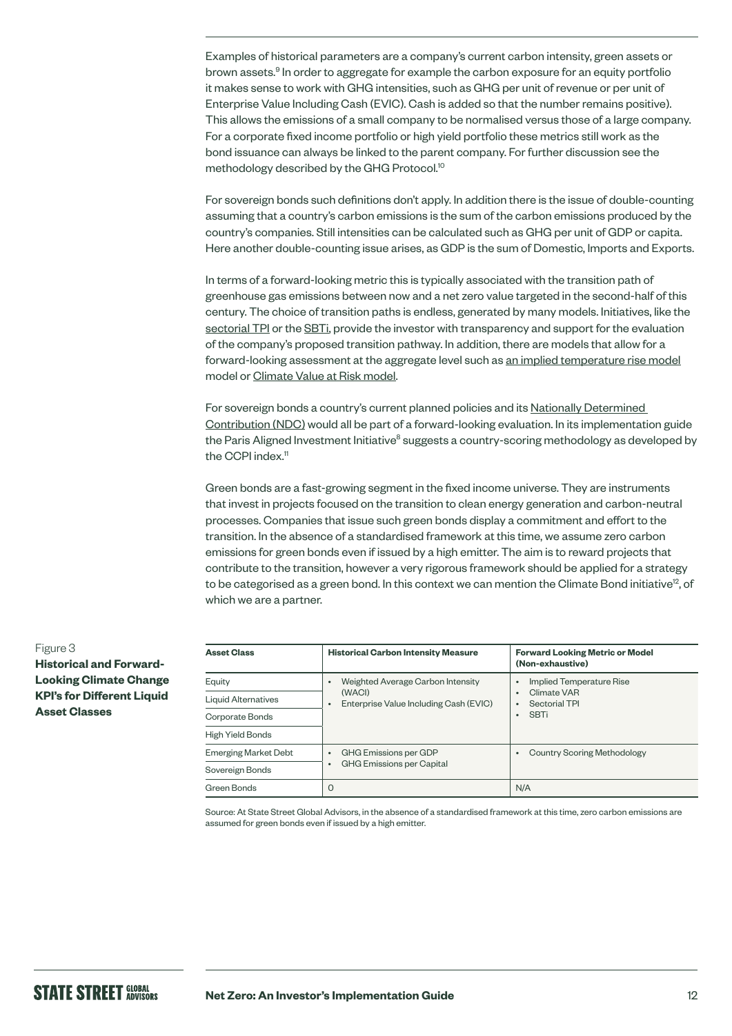Examples of historical parameters are a company's current carbon intensity, green assets or brown assets.[9] In order to aggregate for example the carbon exposure for an equity portfolio it makes sense to work with GHG intensities, such as GHG per unit of revenue or per unit of Enterprise Value Including Cash (EVIC). Cash is added so that the number remains positive). This allows the emissions of a small company to be normalised versus those of a large company. For a corporate fixed income portfolio or high yield portfolio these metrics still work as the bond issuance can always be linked to the parent company. For further discussion see the methodology described by the GHG Protocol.[10]

For sovereign bonds such definitions don't apply. In addition there is the issue of double-counting assuming that a country's carbon emissions is the sum of the carbon emissions produced by the country's companies. Still intensities can be calculated such as GHG per unit of GDP or capita. Here another double-counting issue arises, as GDP is the sum of Domestic, Imports and Exports.

In terms of a forward-looking metric this is typically associated with the transition path of greenhouse gas emissions between now and a net zero value targeted in the second-half of this century. The choice of transition paths is endless, generated by many models. Initiatives, like the sectorial TPI or the SBTi, provide the investor with transparency and support for the evaluation of the company's proposed transition pathway. In addition, there are models that allow for a forward-looking assessment at the aggregate level such as an implied temperature rise model model or Climate Value at Risk model.

For sovereign bonds a country's current planned policies and its Nationally Determined Contribution (NDC) would all be part of a forward-looking evaluation. In its implementation guide the Paris Aligned Investment Initiative[8] suggests a country-scoring methodology as developed by the CCPI index.[11]

Green bonds are a fast-growing segment in the fixed income universe. They are instruments that invest in projects focused on the transition to clean energy generation and carbon-neutral processes. Companies that issue such green bonds display a commitment and effort to the transition. In the absence of a standardised framework at this time, we assume zero carbon emissions for green bonds even if issued by a high emitter. The aim is to reward projects that contribute to the transition, however a very rigorous framework should be applied for a strategy to be categorised as a green bond. In this context we can mention the Climate Bond initiative[12], of which we are a partner.

Figure 3
**Historical and Forward-Looking Climate Change KPI's for Different Liquid Asset Classes**

| Asset Class | Historical Carbon Intensity Measure | Forward Looking Metric or Model (Non-exhaustive) |
|---|---|---|
| Equity | • Weighted Average Carbon Intensity (WACI) • Enterprise Value Including Cash (EVIC) | • Implied Temperature Rise • Climate VAR • Sectorial TPI • SBTi |
| Liquid Alternatives | | |
| Corporate Bonds | | |
| High Yield Bonds | | |
| Emerging Market Debt | • GHG Emissions per GDP • GHG Emissions per Capital | • Country Scoring Methodology |
| Sovereign Bonds | | |
| Green Bonds | 0 | N/A |

Source: At State Street Global Advisors, in the absence of a standardised framework at this time, zero carbon emissions are assumed for green bonds even if issued by a high emitter.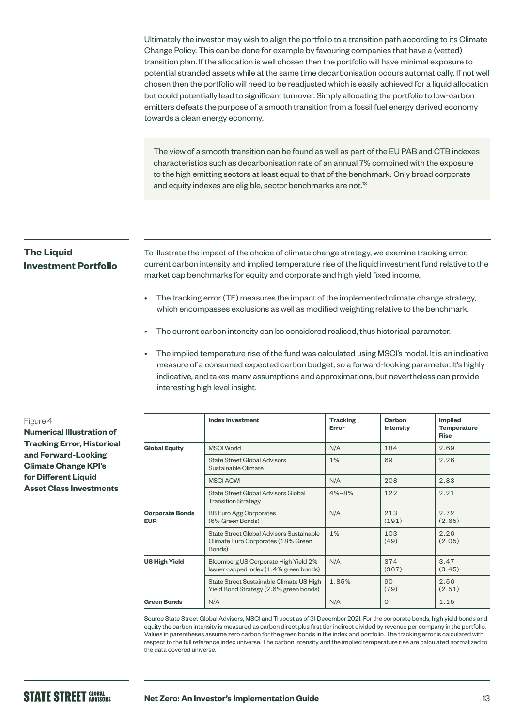Ultimately the investor may wish to align the portfolio to a transition path according to its Climate Change Policy. This can be done for example by favouring companies that have a (vetted) transition plan. If the allocation is well chosen then the portfolio will have minimal exposure to potential stranded assets while at the same time decarbonisation occurs automatically. If not well chosen then the portfolio will need to be readjusted which is easily achieved for a liquid allocation but could potentially lead to significant turnover. Simply allocating the portfolio to low-carbon emitters defeats the purpose of a smooth transition from a fossil fuel energy derived economy towards a clean energy economy.

> The view of a smooth transition can be found as well as part of the EU PAB and CTB indexes characteristics such as decarbonisation rate of an annual 7% combined with the exposure to the high emitting sectors at least equal to that of the benchmark. Only broad corporate and equity indexes are eligible, sector benchmarks are not.[13]

## The Liquid Investment Portfolio

To illustrate the impact of the choice of climate change strategy, we examine tracking error, current carbon intensity and implied temperature rise of the liquid investment fund relative to the market cap benchmarks for equity and corporate and high yield fixed income.

- The tracking error (TE) measures the impact of the implemented climate change strategy, which encompasses exclusions as well as modified weighting relative to the benchmark.
- The current carbon intensity can be considered realised, thus historical parameter.
- The implied temperature rise of the fund was calculated using MSCI's model. It is an indicative measure of a consumed expected carbon budget, so a forward-looking parameter. It's highly indicative, and takes many assumptions and approximations, but nevertheless can provide interesting high level insight.

Figure 4

**Numerical Illustration of Tracking Error, Historical and Forward-Looking Climate Change KPI's for Different Liquid Asset Class Investments**

| | Index Investment | Tracking Error | Carbon Intensity | Implied Temperature Rise |
|---|---|---|---|---|
| **Global Equity** | MSCI World | N/A | 184 | 2.69 |
| | State Street Global Advisors Sustainable Climate | 1% | 69 | 2.26 |
| | MSCI ACWI | N/A | 208 | 2.83 |
| | State Street Global Advisors Global Transition Strategy | 4%–8% | 122 | 2.21 |
| **Corporate Bonds EUR** | BB Euro Agg Corporates (6% Green Bonds) | N/A | 213 (191) | 2.72 (2.65) |
| | State Street Global Advisors Sustainable Climate Euro Corporates (18% Green Bonds) | 1% | 103 (49) | 2.26 (2.05) |
| **US High Yield** | Bloomberg US Corporate High Yield 2% Issuer capped index (1.4% green bonds) | N/A | 374 (367) | 3.47 (3.45) |
| | State Street Sustainable Climate US High Yield Bond Strategy (2.6% green bonds) | 1.85% | 90 (79) | 2.56 (2.51) |
| **Green Bonds** | N/A | N/A | 0 | 1.15 |

Source State Street Global Advisors, MSCI and Trucost as of 31 December 2021. For the corporate bonds, high yield bonds and equity the carbon intensity is measured as carbon direct plus first tier indirect divided by revenue per company in the portfolio. Values in parentheses assume zero carbon for the green bonds in the index and portfolio. The tracking error is calculated with respect to the full reference index universe. The carbon intensity and the implied temperature rise are calculated normalized to the data covered universe.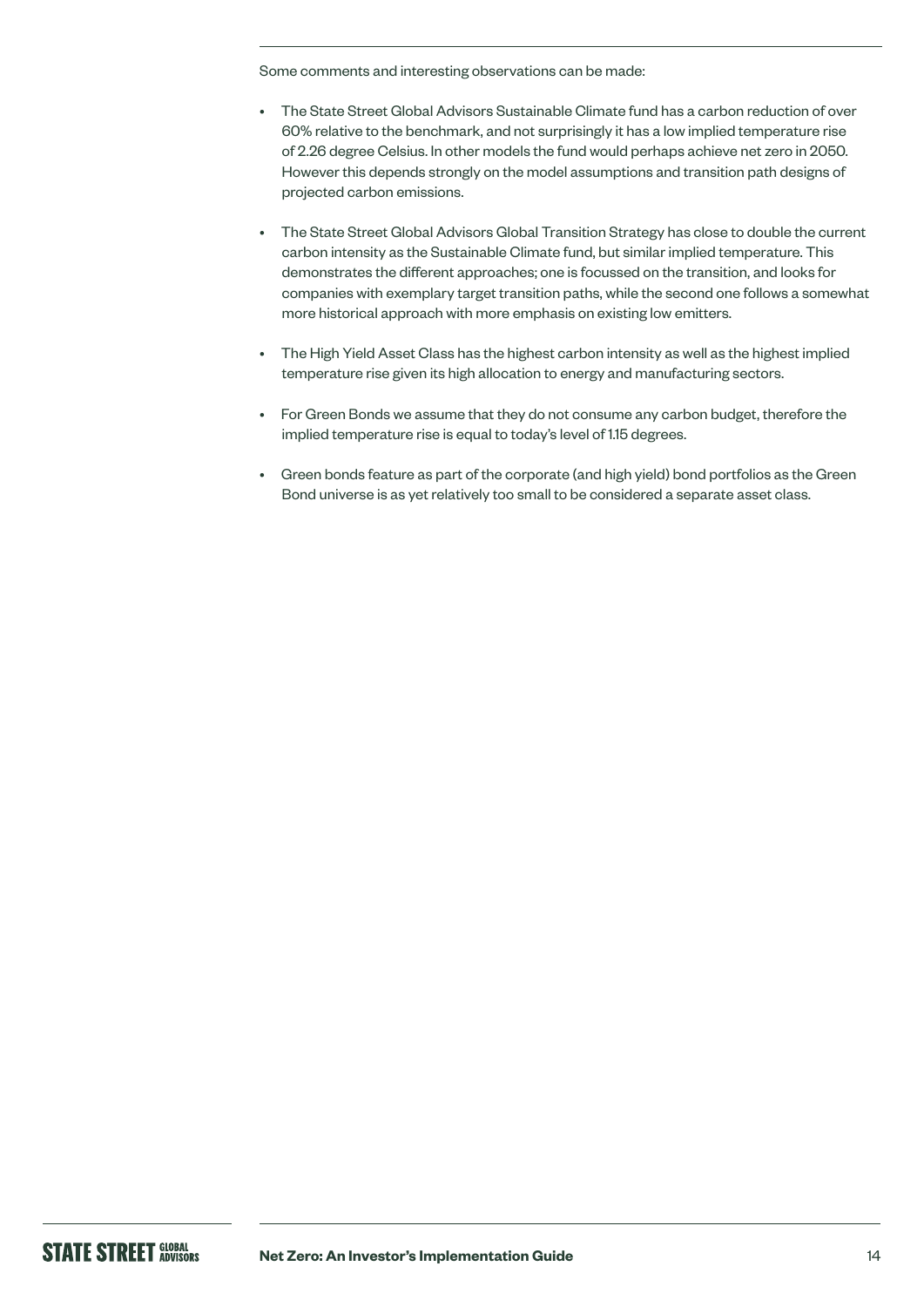Some comments and interesting observations can be made:

- The State Street Global Advisors Sustainable Climate fund has a carbon reduction of over 60% relative to the benchmark, and not surprisingly it has a low implied temperature rise of 2.26 degree Celsius. In other models the fund would perhaps achieve net zero in 2050. However this depends strongly on the model assumptions and transition path designs of projected carbon emissions.
- The State Street Global Advisors Global Transition Strategy has close to double the current carbon intensity as the Sustainable Climate fund, but similar implied temperature. This demonstrates the different approaches; one is focussed on the transition, and looks for companies with exemplary target transition paths, while the second one follows a somewhat more historical approach with more emphasis on existing low emitters.
- The High Yield Asset Class has the highest carbon intensity as well as the highest implied temperature rise given its high allocation to energy and manufacturing sectors.
- For Green Bonds we assume that they do not consume any carbon budget, therefore the implied temperature rise is equal to today's level of 1.15 degrees.
- Green bonds feature as part of the corporate (and high yield) bond portfolios as the Green Bond universe is as yet relatively too small to be considered a separate asset class.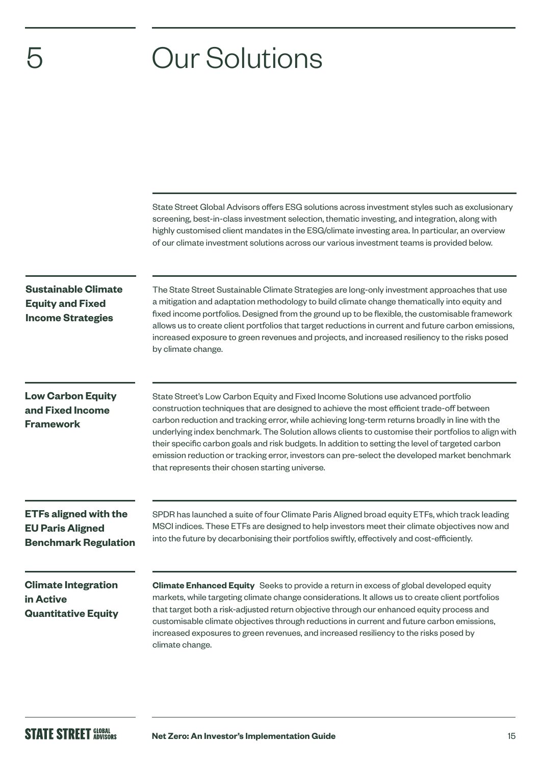# 5 Our Solutions

State Street Global Advisors offers ESG solutions across investment styles such as exclusionary screening, best-in-class investment selection, thematic investing, and integration, along with highly customised client mandates in the ESG/climate investing area. In particular, an overview of our climate investment solutions across our various investment teams is provided below.

### Sustainable Climate Equity and Fixed Income Strategies

The State Street Sustainable Climate Strategies are long-only investment approaches that use a mitigation and adaptation methodology to build climate change thematically into equity and fixed income portfolios. Designed from the ground up to be flexible, the customisable framework allows us to create client portfolios that target reductions in current and future carbon emissions, increased exposure to green revenues and projects, and increased resiliency to the risks posed by climate change.

### Low Carbon Equity and Fixed Income Framework

State Street's Low Carbon Equity and Fixed Income Solutions use advanced portfolio construction techniques that are designed to achieve the most efficient trade-off between carbon reduction and tracking error, while achieving long-term returns broadly in line with the underlying index benchmark. The Solution allows clients to customise their portfolios to align with their specific carbon goals and risk budgets. In addition to setting the level of targeted carbon emission reduction or tracking error, investors can pre-select the developed market benchmark that represents their chosen starting universe.

### ETFs aligned with the EU Paris Aligned Benchmark Regulation

SPDR has launched a suite of four Climate Paris Aligned broad equity ETFs, which track leading MSCI indices. These ETFs are designed to help investors meet their climate objectives now and into the future by decarbonising their portfolios swiftly, effectively and cost-efficiently.

### Climate Integration in Active Quantitative Equity

**Climate Enhanced Equity** Seeks to provide a return in excess of global developed equity markets, while targeting climate change considerations. It allows us to create client portfolios that target both a risk-adjusted return objective through our enhanced equity process and customisable climate objectives through reductions in current and future carbon emissions, increased exposures to green revenues, and increased resiliency to the risks posed by climate change.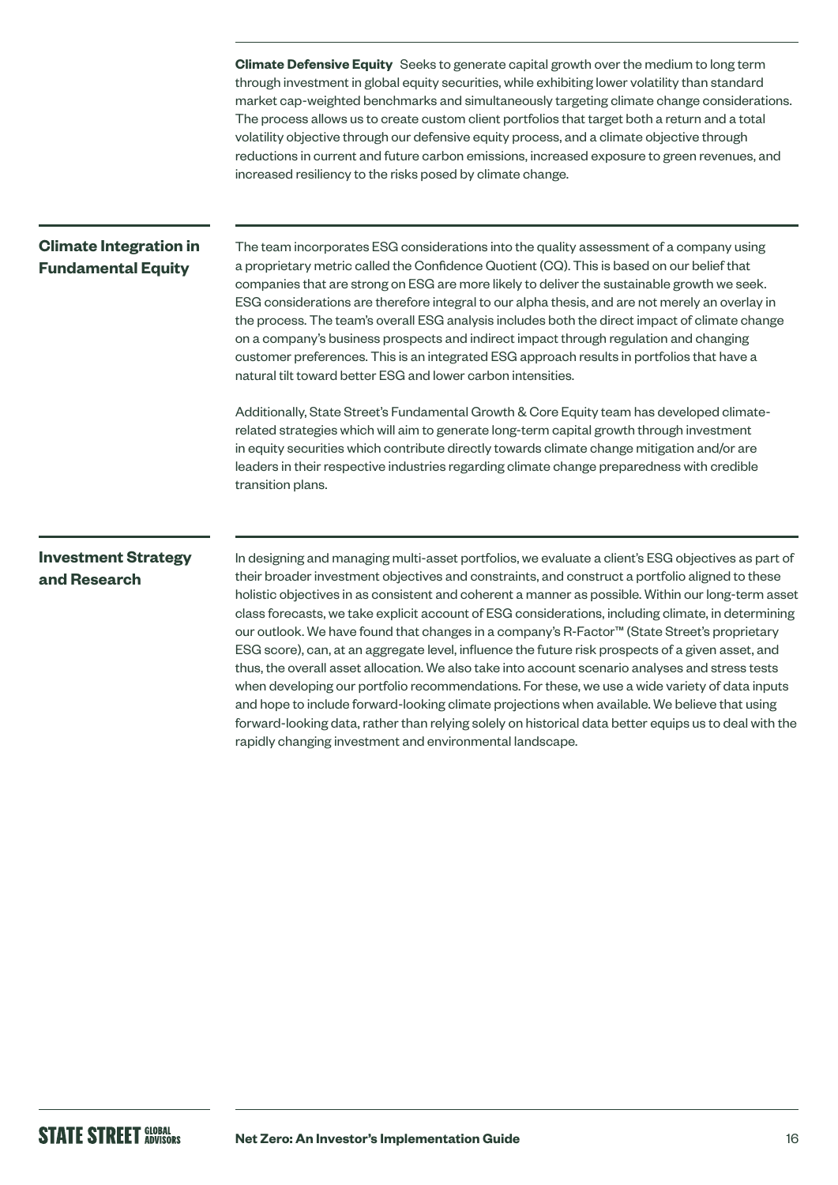**Climate Defensive Equity** Seeks to generate capital growth over the medium to long term through investment in global equity securities, while exhibiting lower volatility than standard market cap-weighted benchmarks and simultaneously targeting climate change considerations. The process allows us to create custom client portfolios that target both a return and a total volatility objective through our defensive equity process, and a climate objective through reductions in current and future carbon emissions, increased exposure to green revenues, and increased resiliency to the risks posed by climate change.

## Climate Integration in Fundamental Equity

The team incorporates ESG considerations into the quality assessment of a company using a proprietary metric called the Confidence Quotient (CQ). This is based on our belief that companies that are strong on ESG are more likely to deliver the sustainable growth we seek. ESG considerations are therefore integral to our alpha thesis, and are not merely an overlay in the process. The team's overall ESG analysis includes both the direct impact of climate change on a company's business prospects and indirect impact through regulation and changing customer preferences. This is an integrated ESG approach results in portfolios that have a natural tilt toward better ESG and lower carbon intensities.

Additionally, State Street's Fundamental Growth & Core Equity team has developed climate-related strategies which will aim to generate long-term capital growth through investment in equity securities which contribute directly towards climate change mitigation and/or are leaders in their respective industries regarding climate change preparedness with credible transition plans.

## Investment Strategy and Research

In designing and managing multi-asset portfolios, we evaluate a client's ESG objectives as part of their broader investment objectives and constraints, and construct a portfolio aligned to these holistic objectives in as consistent and coherent a manner as possible. Within our long-term asset class forecasts, we take explicit account of ESG considerations, including climate, in determining our outlook. We have found that changes in a company's R-Factor™ (State Street's proprietary ESG score), can, at an aggregate level, influence the future risk prospects of a given asset, and thus, the overall asset allocation. We also take into account scenario analyses and stress tests when developing our portfolio recommendations. For these, we use a wide variety of data inputs and hope to include forward-looking climate projections when available. We believe that using forward-looking data, rather than relying solely on historical data better equips us to deal with the rapidly changing investment and environmental landscape.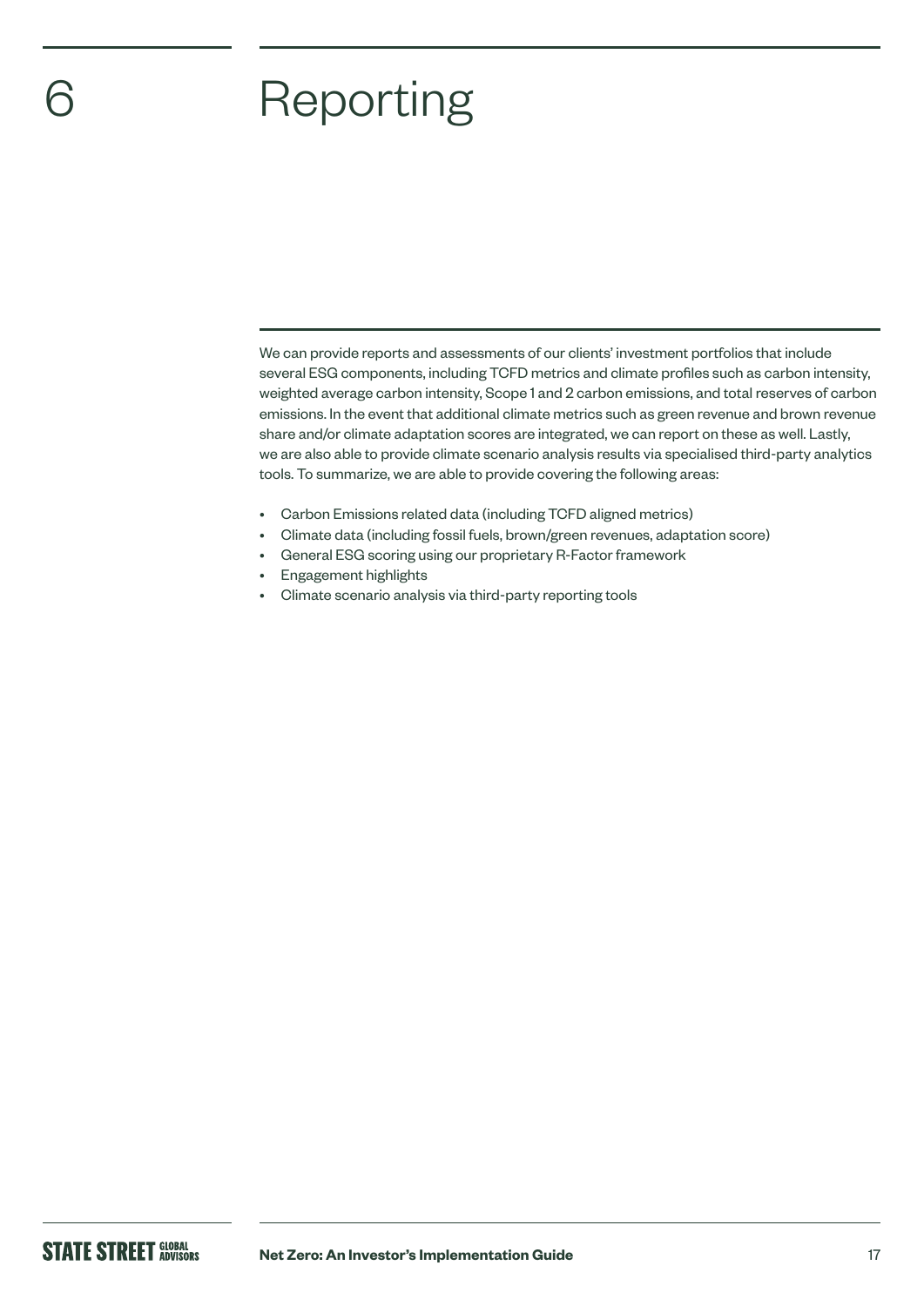# 6 Reporting

We can provide reports and assessments of our clients' investment portfolios that include several ESG components, including TCFD metrics and climate profiles such as carbon intensity, weighted average carbon intensity, Scope 1 and 2 carbon emissions, and total reserves of carbon emissions. In the event that additional climate metrics such as green revenue and brown revenue share and/or climate adaptation scores are integrated, we can report on these as well. Lastly, we are also able to provide climate scenario analysis results via specialised third-party analytics tools. To summarize, we are able to provide covering the following areas:

- Carbon Emissions related data (including TCFD aligned metrics)
- Climate data (including fossil fuels, brown/green revenues, adaptation score)
- General ESG scoring using our proprietary R-Factor framework
- Engagement highlights
- Climate scenario analysis via third-party reporting tools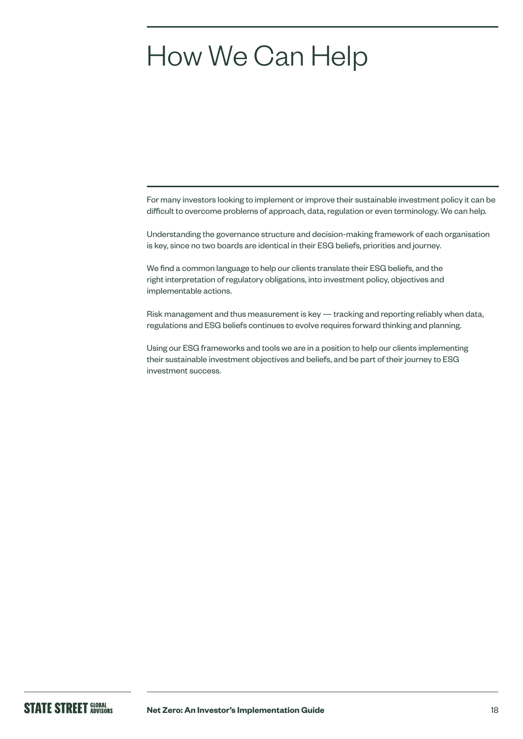# How We Can Help

For many investors looking to implement or improve their sustainable investment policy it can be difficult to overcome problems of approach, data, regulation or even terminology. We can help.

Understanding the governance structure and decision-making framework of each organisation is key, since no two boards are identical in their ESG beliefs, priorities and journey.

We find a common language to help our clients translate their ESG beliefs, and the right interpretation of regulatory obligations, into investment policy, objectives and implementable actions.

Risk management and thus measurement is key — tracking and reporting reliably when data, regulations and ESG beliefs continues to evolve requires forward thinking and planning.

Using our ESG frameworks and tools we are in a position to help our clients implementing their sustainable investment objectives and beliefs, and be part of their journey to ESG investment success.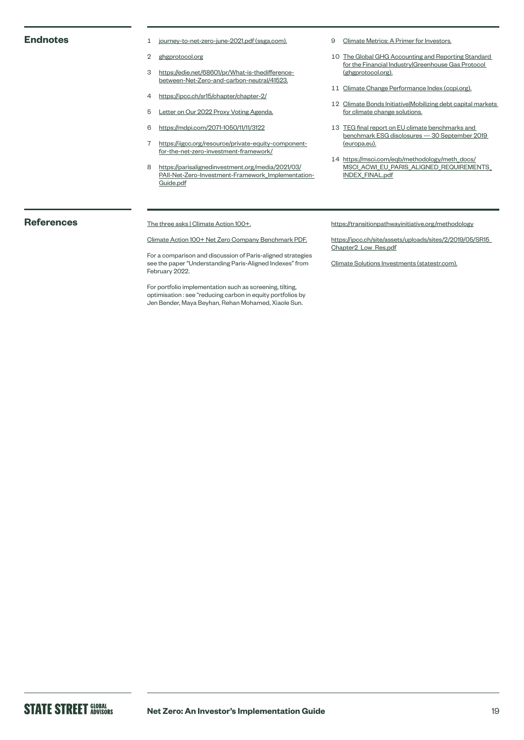## Endnotes

1. journey-to-net-zero-june-2021.pdf (ssga.com).
2. ghgprotocol.org
3. https://edie.net/68601/pr/What-is-thedifference-between-Net-Zero-and-carbon-neutral/41523.
4. https://ipcc.ch/sr15/chapter/chapter-2/
5. Letter on Our 2022 Proxy Voting Agenda.
6. https://mdpi.com/2071-1050/11/11/3122
7. https://iigcc.org/resource/private-equity-component-for-the-net-zero-investment-framework/
8. https://parisalignedinvestment.org/media/2021/03/PAII-Net-Zero-Investment-Framework_Implementation-Guide.pdf
9. Climate Metrics: A Primer for Investors.
10. The Global GHG Accounting and Reporting Standard for the Financial Industry|Greenhouse Gas Protocol (ghgprotocol.org).
11. Climate Change Performance Index (ccpi.org).
12. Climate Bonds Initiative|Mobilizing debt capital markets for climate change solutions.
13. TEG final report on EU climate benchmarks and benchmark ESG disclosures — 30 September 2019 (europa.eu).
14. https://msci.com/eqb/methodology/meth_docs/MSCI_ACWI_EU_PARIS_ALIGNED_REQUIREMENTS_INDEX_FINAL.pdf

## References

The three asks | Climate Action 100+.

Climate Action 100+ Net Zero Company Benchmark PDF.

For a comparison and discussion of Paris-aligned strategies see the paper "Understanding Paris-Aligned Indexes" from February 2022.

For portfolio implementation such as screening, tilting, optimisation : see "reducing carbon in equity portfolios by Jen Bender, Maya Beyhan, Rehan Mohamed, Xiaole Sun.

https://transitionpathwayinitiative.org/methodology

https://ipcc.ch/site/assets/uploads/sites/2/2019/05/SR15_Chapter2_Low_Res.pdf

Climate Solutions Investments (statestr.com).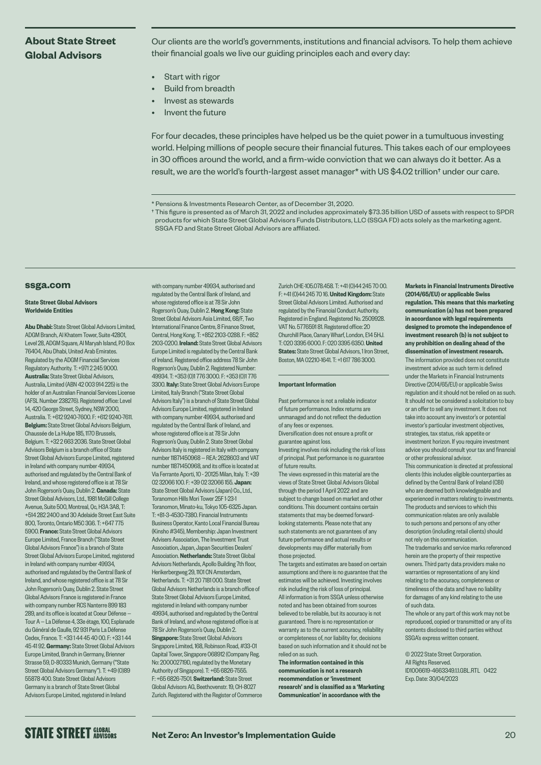## About State Street Global Advisors

Our clients are the world's governments, institutions and financial advisors. To help them achieve their financial goals we live our guiding principles each and every day:

- Start with rigor
- Build from breadth
- Invest as stewards
- Invent the future

For four decades, these principles have helped us be the quiet power in a tumultuous investing world. Helping millions of people secure their financial futures. This takes each of our employees in 30 offices around the world, and a firm-wide conviction that we can always do it better. As a result, we are the world's fourth-largest asset manager* with US $4.02 trillion† under our care.

\* Pensions & Investments Research Center, as of December 31, 2020.
† This figure is presented as of March 31, 2022 and includes approximately $73.35 billion USD of assets with respect to SPDR products for which State Street Global Advisors Funds Distributors, LLC (SSGA FD) acts solely as the marketing agent. SSGA FD and State Street Global Advisors are affiliated.

**ssga.com**

**State Street Global Advisors Worldwide Entities**

**Abu Dhabi:** State Street Global Advisors Limited, ADGM Branch, Al Khatem Tower, Suite 42801, Level 28, ADGM Square, Al Maryah Island, P.O Box 76404, Abu Dhabi, United Arab Emirates. Regulated by the ADGM Financial Services Regulatory Authority. T: +971 2 245 9000. **Australia:** State Street Global Advisors, Australia, Limited (ABN 42 003 914 225) is the holder of an Australian Financial Services License (AFSL Number 238276). Registered office: Level 14, 420 George Street, Sydney, NSW 2000, Australia. T: +612 9240-7600. F: +612 9240-7611. **Belgium:** State Street Global Advisors Belgium, Chaussée de La Hulpe 185, 1170 Brussels, Belgium. T: +32 2 663 2036. State Street Global Advisors Belgium is a branch office of State Street Global Advisors Europe Limited, registered in Ireland with company number 49934, authorised and regulated by the Central Bank of Ireland, and whose registered office is at 78 Sir John Rogerson's Quay, Dublin 2. **Canada:** State Street Global Advisors, Ltd., 1981 McGill College Avenue, Suite 500, Montreal, Qc, H3A 3A8, T: +514 282 2400 and 30 Adelaide Street East Suite 800, Toronto, Ontario M5C 3G6. T: +647 775 5900. **France:** State Street Global Advisors Europe Limited, France Branch ("State Street Global Advisors France") is a branch of State Street Global Advisors Europe Limited, registered in Ireland with company number 49934, authorised and regulated by the Central Bank of Ireland, and whose registered office is at 78 Sir John Rogerson's Quay, Dublin 2. State Street Global Advisors France is registered in France with company number RCS Nanterre 899 183 289, and its office is located at Coeur Défense — Tour A — La Défense 4, 33e étage, 100, Esplanade du Général de Gaulle, 92 931 Paris La Défense Cedex, France. T: +33 1 44 45 40 00. F: +33 1 44 45 41 92. **Germany:** State Street Global Advisors Europe Limited, Branch in Germany, Brienner Strasse 59, D-80333 Munich, Germany ("State Street Global Advisors Germany"). T: +49 (0)89 55878 400. State Street Global Advisors Germany is a branch of State Street Global Advisors Europe Limited, registered in Ireland with company number 49934, authorised and regulated by the Central Bank of Ireland, and whose registered office is at 78 Sir John Rogerson's Quay, Dublin 2. **Hong Kong:** State Street Global Advisors Asia Limited, 68/F, Two International Finance Centre, 8 Finance Street, Central, Hong Kong. T: +852 2103-0288. F: +852 2103-0200. **Ireland:** State Street Global Advisors Europe Limited is regulated by the Central Bank of Ireland. Registered office address 78 Sir John Rogerson's Quay, Dublin 2. Registered Number: 49934. T: +353 (0)1 776 3000. F: +353 (0)1 776 3300. **Italy:** State Street Global Advisors Europe Limited, Italy Branch ("State Street Global Advisors Italy") is a branch of State Street Global Advisors Europe Limited, registered in Ireland with company number 49934, authorised and regulated by the Central Bank of Ireland, and whose registered office is at 78 Sir John Rogerson's Quay, Dublin 2. State Street Global Advisors Italy is registered in Italy with company number 11871450968 — REA: 2628603 and VAT number 11871450968, and its office is located at Via Ferrante Aporti, 10 - 20125 Milan, Italy. T: +39 02 32066 100. F: +39 02 32066 155. **Japan:** State Street Global Advisors (Japan) Co., Ltd., Toranomon Hills Mori Tower 25F 1-23-1 Toranomon, Minato-ku, Tokyo 105-6325 Japan. T: +81-3-4530-7380. Financial Instruments Business Operator, Kanto Local Financial Bureau (Kinsho #345), Membership: Japan Investment Advisers Association, The Investment Trust Association, Japan, Japan Securities Dealers' Association. **Netherlands:** State Street Global Advisors Netherlands, Apollo Building 7th floor, Herikerbergweg 29, 1101 CN Amsterdam, Netherlands. T: +31 20 7181 000. State Street Global Advisors Netherlands is a branch office of State Street Global Advisors Europe Limited, registered in Ireland with company number 49934, authorised and regulated by the Central Bank of Ireland, and whose registered office is at 78 Sir John Rogerson's Quay, Dublin 2. **Singapore:** State Street Global Advisors Singapore Limited, 168, Robinson Road, #33-01 Capital Tower, Singapore 068912 (Company Reg. No: 200002719D, regulated by the Monetary Authority of Singapore). T: +65 6826-7555. F: +65 6826-7501. **Switzerland:** State Street Global Advisors AG, Beethovenstr. 19, CH-8027 Zurich. Registered with the Register of Commerce Zurich CHE-105.078.458. T: +41 (0)44 245 70 00. F: +41 (0)44 245 70 16. **United Kingdom:** State Street Global Advisors Limited. Authorised and regulated by the Financial Conduct Authority. Registered in England. Registered No. 2509928. VAT No. 5776591 81. Registered office: 20 Churchill Place, Canary Wharf, London, E14 5HJ. T: 020 3395 6000. F: 020 3395 6350. **United States:** State Street Global Advisors, 1 Iron Street, Boston, MA 02210-1641. T: +1 617 786 3000.

**Important Information**

Past performance is not a reliable indicator of future performance. Index returns are unmanaged and do not reflect the deduction of any fees or expenses.

Diversification does not ensure a profit or guarantee against loss.

Investing involves risk including the risk of loss of principal. Past performance is no guarantee of future results.

The views expressed in this material are the views of State Street Global Advisors Global through the period 1 April 2022 and are subject to change based on market and other conditions. This document contains certain statements that may be deemed forward-looking statements. Please note that any such statements are not guarantees of any future performance and actual results or developments may differ materially from those projected.

The targets and estimates are based on certain assumptions and there is no guarantee that the estimates will be achieved. Investing involves risk including the risk of loss of principal.

All information is from SSGA unless otherwise noted and has been obtained from sources believed to be reliable, but its accuracy is not guaranteed. There is no representation or warranty as to the current accuracy, reliability or completeness of, nor liability for, decisions based on such information and it should not be relied on as such.

**The information contained in this communication is not a research recommendation or 'investment research' and is classified as a 'Marketing Communication' in accordance with the Markets in Financial Instruments Directive (2014/65/EU) or applicable Swiss regulation. This means that this marketing communication (a) has not been prepared in accordance with legal requirements designed to promote the independence of investment research (b) is not subject to any prohibition on dealing ahead of the dissemination of investment research.**

The information provided does not constitute investment advice as such term is defined under the Markets in Financial Instruments Directive (2014/65/EU) or applicable Swiss regulation and it should not be relied on as such. It should not be considered a solicitation to buy or an offer to sell any investment. It does not take into account any investor's or potential investor's particular investment objectives, strategies, tax status, risk appetite or investment horizon. If you require investment advice you should consult your tax and financial or other professional advisor.

This communication is directed at professional clients (this includes eligible counterparties as defined by the Central Bank of Ireland (CBI) who are deemed both knowledgeable and experienced in matters relating to investments. The products and services to which this communication relates are only available to such persons and persons of any other description (including retail clients) should not rely on this communication.

The trademarks and service marks referenced herein are the property of their respective owners. Third party data providers make no warranties or representations of any kind relating to the accuracy, completeness or timeliness of the data and have no liability for damages of any kind relating to the use of such data.

The whole or any part of this work may not be reproduced, copied or transmitted or any of its contents disclosed to third parties without SSGA's express written consent.

© 2022 State Street Corporation.
All Rights Reserved.
ID1006619-4663349.1.1.GBL.RTL 0422
Exp. Date: 30/04/2023